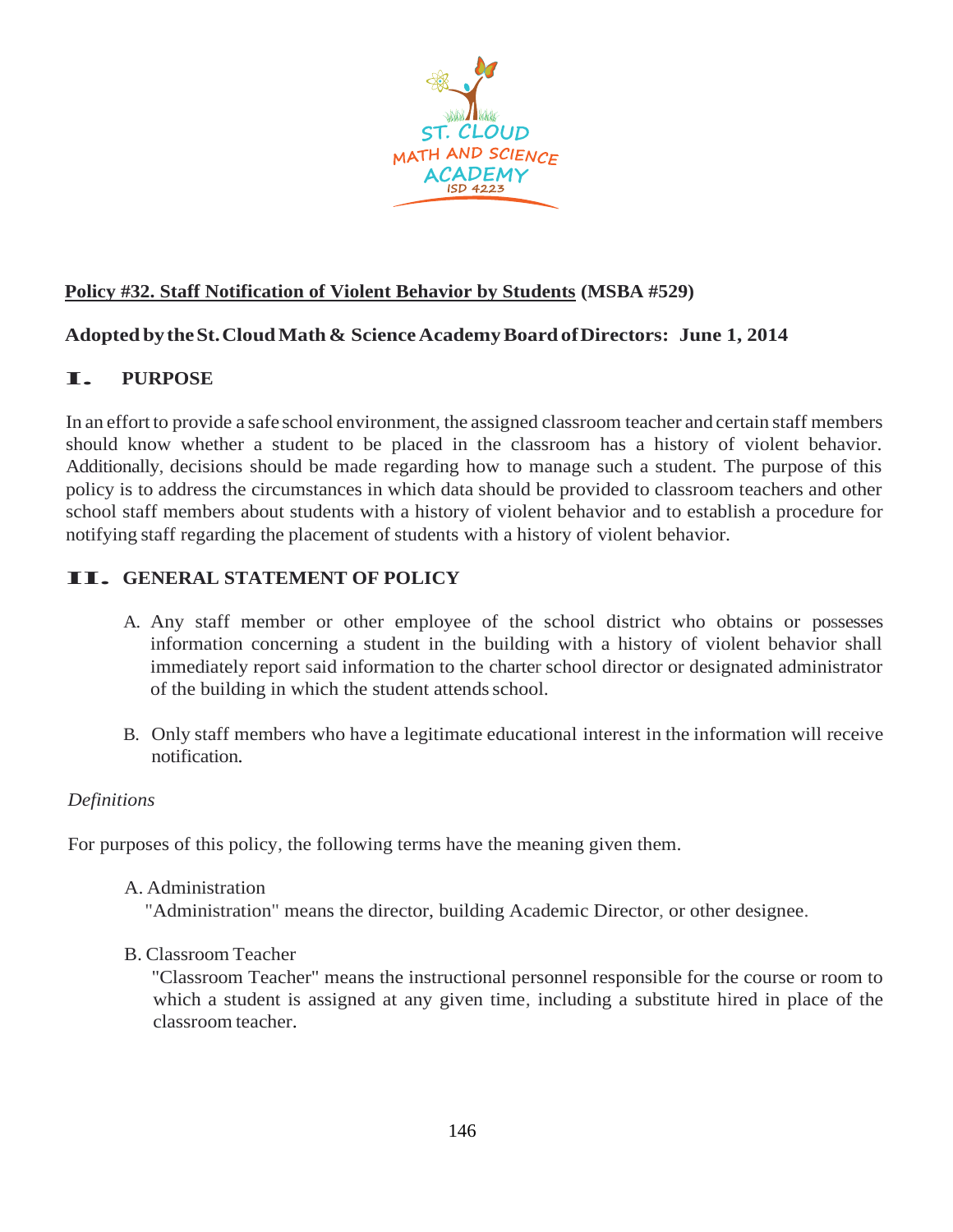**Policy #32. Staff Notification of Violent Behavior by Students (MSBA #529)**

**Adopted by the St. Cloud Math & Science Academy Board of Directors: June 1, 2014**

## I. PURPOSE

In an effort to provide a safe school environment, the assigned classroom teacher and certain staff members should know whether a student to be placed in the classroom has a history of violent behavior. Additionally, decisions should be made regarding how to manage such a student. The purpose of this policy is to address the circumstances in which data should be provided to classroom teachers and other school staff members about students with a history of violent behavior and to establish a procedure for notifying staff regarding the placement of students with a history of violent behavior.

## II. GENERAL STATEMENT OF POLICY

A. Any staff member or other employee of the school district who obtains or possesses information concerning a student in the building with a history of violent behavior shall immediately report said information to the charter school director or designated administrator of the building in which the student attends school.

B. Only staff members who have a legitimate educational interest in the information will receive notification.

*Definitions*

For purposes of this policy, the following terms have the meaning given them.

A. Administration
"Administration" means the director, building Academic Director, or other designee.

B. Classroom Teacher
"Classroom Teacher" means the instructional personnel responsible for the course or room to which a student is assigned at any given time, including a substitute hired in place of the classroom teacher.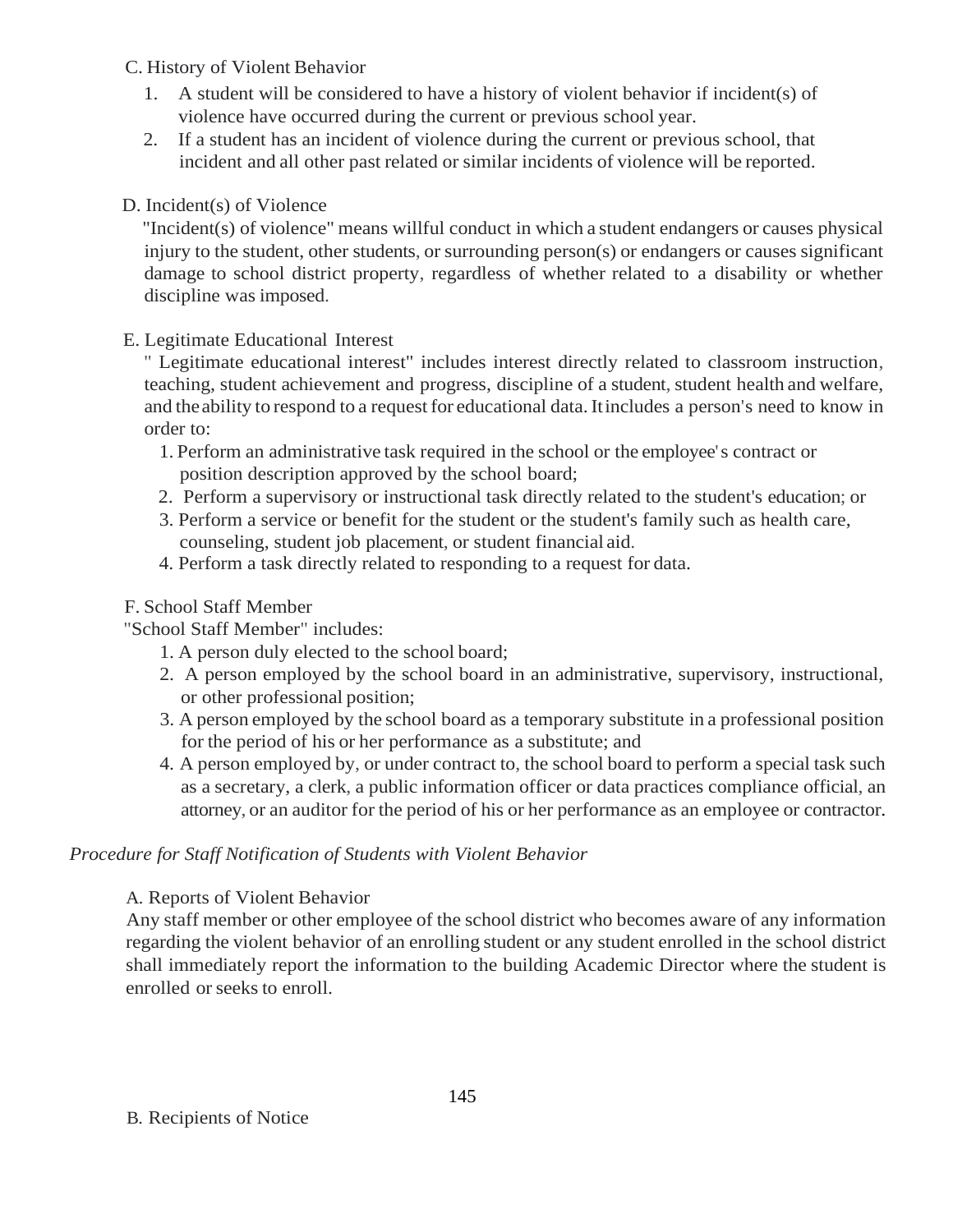C. History of Violent Behavior

1. A student will be considered to have a history of violent behavior if incident(s) of violence have occurred during the current or previous school year.
2. If a student has an incident of violence during the current or previous school, that incident and all other past related or similar incidents of violence will be reported.

D. Incident(s) of Violence

"Incident(s) of violence" means willful conduct in which a student endangers or causes physical injury to the student, other students, or surrounding person(s) or endangers or causes significant damage to school district property, regardless of whether related to a disability or whether discipline was imposed.

E. Legitimate Educational Interest

" Legitimate educational interest" includes interest directly related to classroom instruction, teaching, student achievement and progress, discipline of a student, student health and welfare, and the ability to respond to a request for educational data. It includes a person's need to know in order to:

1. Perform an administrative task required in the school or the employee's contract or position description approved by the school board;
2. Perform a supervisory or instructional task directly related to the student's education; or
3. Perform a service or benefit for the student or the student's family such as health care, counseling, student job placement, or student financial aid.
4. Perform a task directly related to responding to a request for data.

F. School Staff Member

"School Staff Member" includes:

1. A person duly elected to the school board;
2. A person employed by the school board in an administrative, supervisory, instructional, or other professional position;
3. A person employed by the school board as a temporary substitute in a professional position for the period of his or her performance as a substitute; and
4. A person employed by, or under contract to, the school board to perform a special task such as a secretary, a clerk, a public information officer or data practices compliance official, an attorney, or an auditor for the period of his or her performance as an employee or contractor.

*Procedure for Staff Notification of Students with Violent Behavior*

A. Reports of Violent Behavior

Any staff member or other employee of the school district who becomes aware of any information regarding the violent behavior of an enrolling student or any student enrolled in the school district shall immediately report the information to the building Academic Director where the student is enrolled or seeks to enroll.

B. Recipients of Notice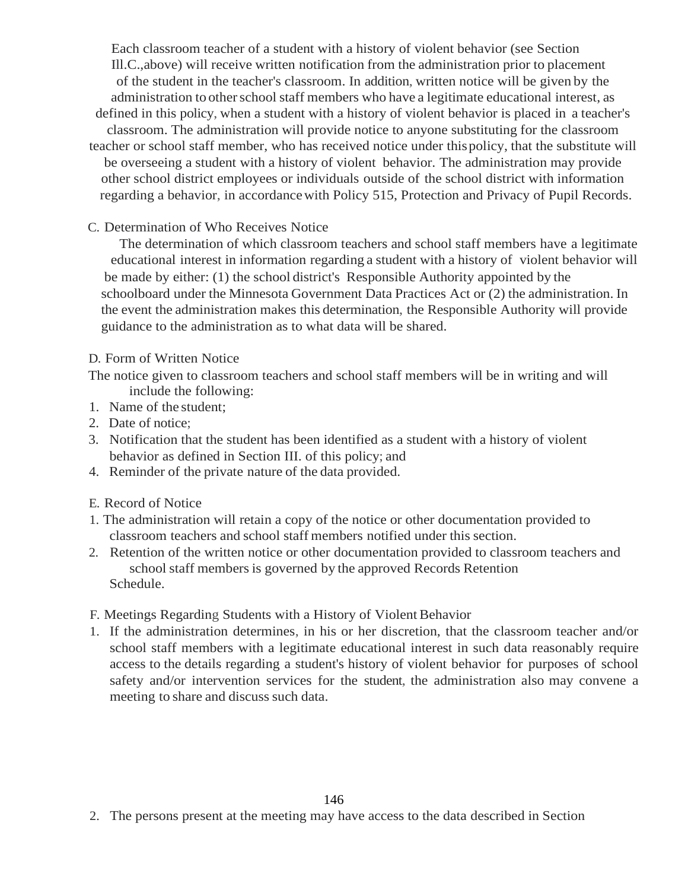Each classroom teacher of a student with a history of violent behavior (see Section Ill.C.,above) will receive written notification from the administration prior to placement of the student in the teacher's classroom. In addition, written notice will be given by the administration to other school staff members who have a legitimate educational interest, as defined in this policy, when a student with a history of violent behavior is placed in a teacher's classroom. The administration will provide notice to anyone substituting for the classroom teacher or school staff member, who has received notice under this policy, that the substitute will be overseeing a student with a history of violent behavior. The administration may provide other school district employees or individuals outside of the school district with information regarding a behavior, in accordance with Policy 515, Protection and Privacy of Pupil Records.

C. Determination of Who Receives Notice

The determination of which classroom teachers and school staff members have a legitimate educational interest in information regarding a student with a history of violent behavior will be made by either: (1) the school district's Responsible Authority appointed by the schoolboard under the Minnesota Government Data Practices Act or (2) the administration. In the event the administration makes this determination, the Responsible Authority will provide guidance to the administration as to what data will be shared.

D. Form of Written Notice

The notice given to classroom teachers and school staff members will be in writing and will include the following:

1. Name of the student;
2. Date of notice;
3. Notification that the student has been identified as a student with a history of violent behavior as defined in Section III. of this policy; and
4. Reminder of the private nature of the data provided.

E. Record of Notice

1. The administration will retain a copy of the notice or other documentation provided to classroom teachers and school staff members notified under this section.
2. Retention of the written notice or other documentation provided to classroom teachers and school staff members is governed by the approved Records Retention Schedule.

F. Meetings Regarding Students with a History of Violent Behavior

1. If the administration determines, in his or her discretion, that the classroom teacher and/or school staff members with a legitimate educational interest in such data reasonably require access to the details regarding a student's history of violent behavior for purposes of school safety and/or intervention services for the student, the administration also may convene a meeting to share and discuss such data.

2. The persons present at the meeting may have access to the data described in Section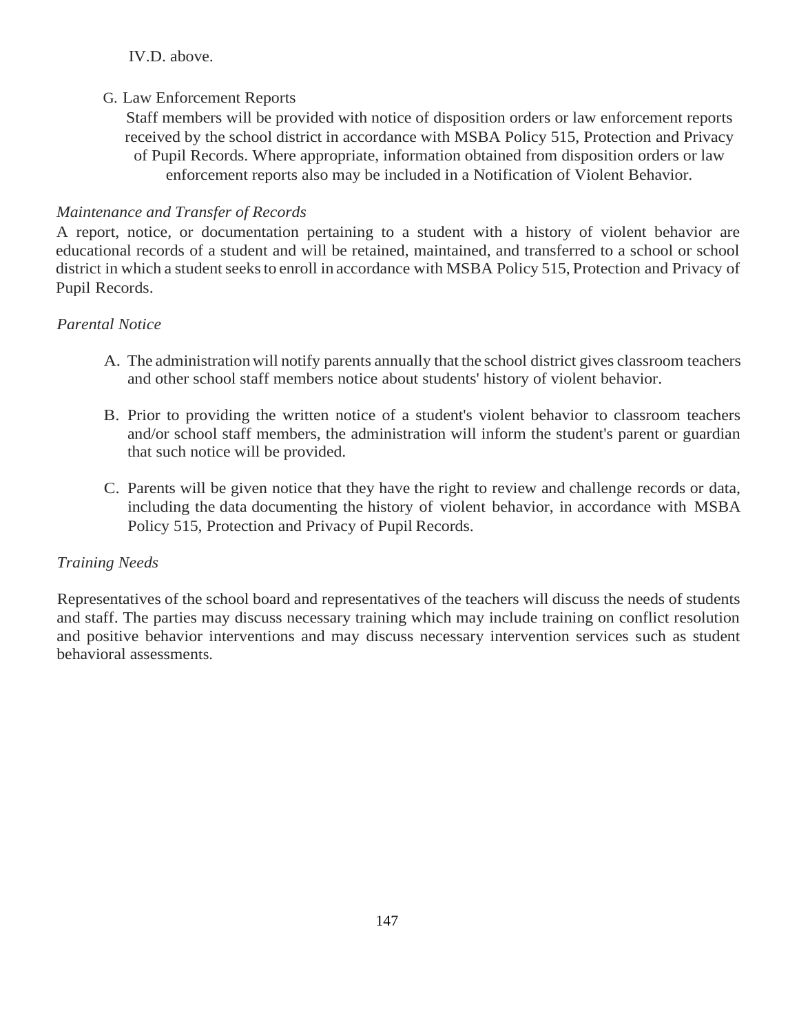IV.D. above.

G. Law Enforcement Reports

Staff members will be provided with notice of disposition orders or law enforcement reports received by the school district in accordance with MSBA Policy 515, Protection and Privacy of Pupil Records. Where appropriate, information obtained from disposition orders or law enforcement reports also may be included in a Notification of Violent Behavior.

*Maintenance and Transfer of Records*

A report, notice, or documentation pertaining to a student with a history of violent behavior are educational records of a student and will be retained, maintained, and transferred to a school or school district in which a student seeks to enroll in accordance with MSBA Policy 515, Protection and Privacy of Pupil Records.

*Parental Notice*

A. The administration will notify parents annually that the school district gives classroom teachers and other school staff members notice about students' history of violent behavior.

B. Prior to providing the written notice of a student's violent behavior to classroom teachers and/or school staff members, the administration will inform the student's parent or guardian that such notice will be provided.

C. Parents will be given notice that they have the right to review and challenge records or data, including the data documenting the history of violent behavior, in accordance with MSBA Policy 515, Protection and Privacy of Pupil Records.

*Training Needs*

Representatives of the school board and representatives of the teachers will discuss the needs of students and staff. The parties may discuss necessary training which may include training on conflict resolution and positive behavior interventions and may discuss necessary intervention services such as student behavioral assessments.